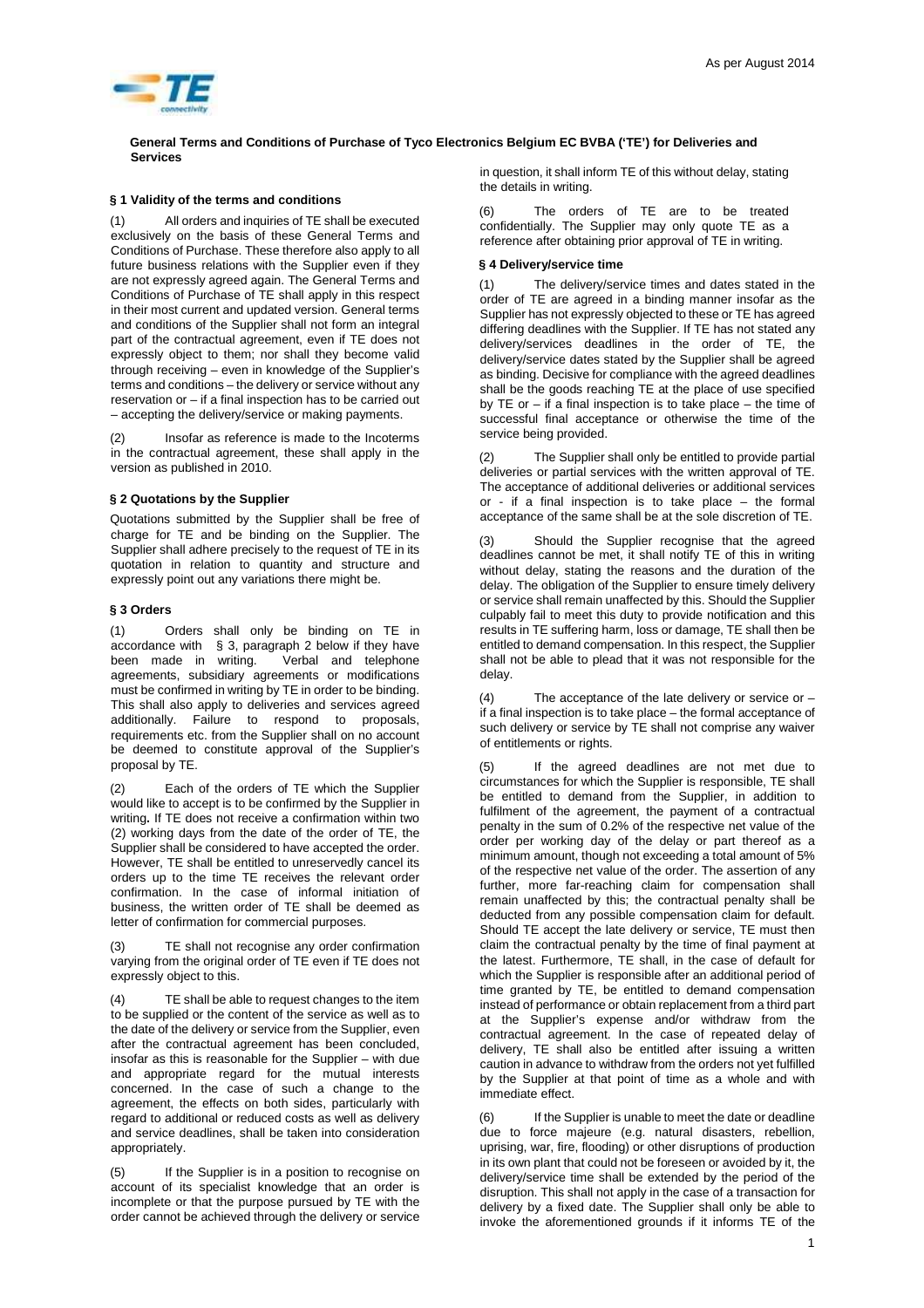As per August 2014

**General Terms and Conditions of Purchase of Tyco Electronics Belgium EC BVBA ('TE') for Deliveries and Services**

### § 1 Validity of the terms and conditions

(1) All orders and inquiries of TE shall be executed exclusively on the basis of these General Terms and Conditions of Purchase. These therefore also apply to all future business relations with the Supplier even if they are not expressly agreed again. The General Terms and Conditions of Purchase of TE shall apply in this respect in their most current and updated version. General terms and conditions of the Supplier shall not form an integral part of the contractual agreement, even if TE does not expressly object to them; nor shall they become valid through receiving – even in knowledge of the Supplier's terms and conditions – the delivery or service without any reservation or – if a final inspection has to be carried out – accepting the delivery/service or making payments.

(2) Insofar as reference is made to the Incoterms in the contractual agreement, these shall apply in the version as published in 2010.

### § 2 Quotations by the Supplier

Quotations submitted by the Supplier shall be free of charge for TE and be binding on the Supplier. The Supplier shall adhere precisely to the request of TE in its quotation in relation to quantity and structure and expressly point out any variations there might be.

### § 3 Orders

(1) Orders shall only be binding on TE in accordance with § 3, paragraph 2 below if they have been made in writing. Verbal and telephone agreements, subsidiary agreements or modifications must be confirmed in writing by TE in order to be binding. This shall also apply to deliveries and services agreed additionally. Failure to respond to proposals, requirements etc. from the Supplier shall on no account be deemed to constitute approval of the Supplier's proposal by TE.

(2) Each of the orders of TE which the Supplier would like to accept is to be confirmed by the Supplier in writing**.** If TE does not receive a confirmation within two (2) working days from the date of the order of TE, the Supplier shall be considered to have accepted the order. However, TE shall be entitled to unreservedly cancel its orders up to the time TE receives the relevant order confirmation. In the case of informal initiation of business, the written order of TE shall be deemed as letter of confirmation for commercial purposes.

(3) TE shall not recognise any order confirmation varying from the original order of TE even if TE does not expressly object to this.

(4) TE shall be able to request changes to the item to be supplied or the content of the service as well as to the date of the delivery or service from the Supplier, even after the contractual agreement has been concluded, insofar as this is reasonable for the Supplier – with due and appropriate regard for the mutual interests concerned. In the case of such a change to the agreement, the effects on both sides, particularly with regard to additional or reduced costs as well as delivery and service deadlines, shall be taken into consideration appropriately.

(5) If the Supplier is in a position to recognise on account of its specialist knowledge that an order is incomplete or that the purpose pursued by TE with the order cannot be achieved through the delivery or service in question, it shall inform TE of this without delay, stating the details in writing.

(6) The orders of TE are to be treated confidentially. The Supplier may only quote TE as a reference after obtaining prior approval of TE in writing.

### § 4 Delivery/service time

(1) The delivery/service times and dates stated in the order of TE are agreed in a binding manner insofar as the Supplier has not expressly objected to these or TE has agreed differing deadlines with the Supplier. If TE has not stated any delivery/services deadlines in the order of TE, the delivery/service dates stated by the Supplier shall be agreed as binding. Decisive for compliance with the agreed deadlines shall be the goods reaching TE at the place of use specified by TE or – if a final inspection is to take place – the time of successful final acceptance or otherwise the time of the service being provided.

(2) The Supplier shall only be entitled to provide partial deliveries or partial services with the written approval of TE. The acceptance of additional deliveries or additional services or - if a final inspection is to take place – the formal acceptance of the same shall be at the sole discretion of TE.

(3) Should the Supplier recognise that the agreed deadlines cannot be met, it shall notify TE of this in writing without delay, stating the reasons and the duration of the delay. The obligation of the Supplier to ensure timely delivery or service shall remain unaffected by this. Should the Supplier culpably fail to meet this duty to provide notification and this results in TE suffering harm, loss or damage, TE shall then be entitled to demand compensation. In this respect, the Supplier shall not be able to plead that it was not responsible for the delay.

(4) The acceptance of the late delivery or service or – if a final inspection is to take place – the formal acceptance of such delivery or service by TE shall not comprise any waiver of entitlements or rights.

(5) If the agreed deadlines are not met due to circumstances for which the Supplier is responsible, TE shall be entitled to demand from the Supplier, in addition to fulfilment of the agreement, the payment of a contractual penalty in the sum of 0.2% of the respective net value of the order per working day of the delay or part thereof as a minimum amount, though not exceeding a total amount of 5% of the respective net value of the order. The assertion of any further, more far-reaching claim for compensation shall remain unaffected by this; the contractual penalty shall be deducted from any possible compensation claim for default. Should TE accept the late delivery or service, TE must then claim the contractual penalty by the time of final payment at the latest. Furthermore, TE shall, in the case of default for which the Supplier is responsible after an additional period of time granted by TE, be entitled to demand compensation instead of performance or obtain replacement from a third part at the Supplier's expense and/or withdraw from the contractual agreement. In the case of repeated delay of delivery, TE shall also be entitled after issuing a written caution in advance to withdraw from the orders not yet fulfilled by the Supplier at that point of time as a whole and with immediate effect.

(6) If the Supplier is unable to meet the date or deadline due to force majeure (e.g. natural disasters, rebellion, uprising, war, fire, flooding) or other disruptions of production in its own plant that could not be foreseen or avoided by it, the delivery/service time shall be extended by the period of the disruption. This shall not apply in the case of a transaction for delivery by a fixed date. The Supplier shall only be able to invoke the aforementioned grounds if it informs TE of the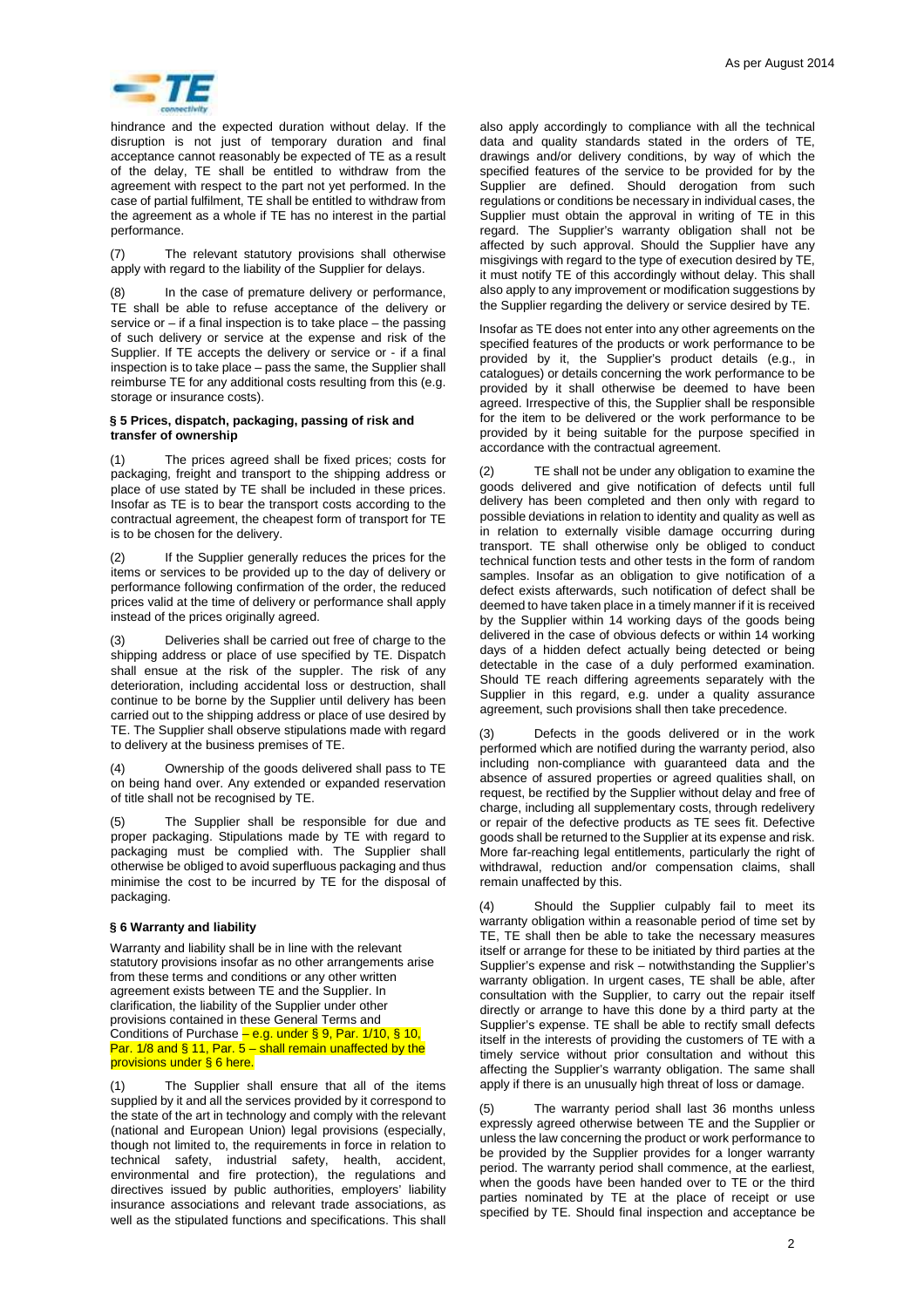hindrance and the expected duration without delay. If the disruption is not just of temporary duration and final acceptance cannot reasonably be expected of TE as a result of the delay, TE shall be entitled to withdraw from the agreement with respect to the part not yet performed. In the case of partial fulfilment, TE shall be entitled to withdraw from the agreement as a whole if TE has no interest in the partial performance.

(7) The relevant statutory provisions shall otherwise apply with regard to the liability of the Supplier for delays.

(8) In the case of premature delivery or performance, TE shall be able to refuse acceptance of the delivery or service or – if a final inspection is to take place – the passing of such delivery or service at the expense and risk of the Supplier. If TE accepts the delivery or service or - if a final inspection is to take place – pass the same, the Supplier shall reimburse TE for any additional costs resulting from this (e.g. storage or insurance costs).

**§ 5 Prices, dispatch, packaging, passing of risk and transfer of ownership**

(1) The prices agreed shall be fixed prices; costs for packaging, freight and transport to the shipping address or place of use stated by TE shall be included in these prices. Insofar as TE is to bear the transport costs according to the contractual agreement, the cheapest form of transport for TE is to be chosen for the delivery.

(2) If the Supplier generally reduces the prices for the items or services to be provided up to the day of delivery or performance following confirmation of the order, the reduced prices valid at the time of delivery or performance shall apply instead of the prices originally agreed.

(3) Deliveries shall be carried out free of charge to the shipping address or place of use specified by TE. Dispatch shall ensue at the risk of the suppler. The risk of any deterioration, including accidental loss or destruction, shall continue to be borne by the Supplier until delivery has been carried out to the shipping address or place of use desired by TE. The Supplier shall observe stipulations made with regard to delivery at the business premises of TE.

(4) Ownership of the goods delivered shall pass to TE on being hand over. Any extended or expanded reservation of title shall not be recognised by TE.

(5) The Supplier shall be responsible for due and proper packaging. Stipulations made by TE with regard to packaging must be complied with. The Supplier shall otherwise be obliged to avoid superfluous packaging and thus minimise the cost to be incurred by TE for the disposal of packaging.

**§ 6 Warranty and liability**

Warranty and liability shall be in line with the relevant statutory provisions insofar as no other arrangements arise from these terms and conditions or any other written agreement exists between TE and the Supplier. In clarification, the liability of the Supplier under other provisions contained in these General Terms and Conditions of Purchase – e.g. under § 9, Par. 1/10, § 10, Par. 1/8 and § 11, Par. 5 – shall remain unaffected by the provisions under § 6 here.

(1) The Supplier shall ensure that all of the items supplied by it and all the services provided by it correspond to the state of the art in technology and comply with the relevant (national and European Union) legal provisions (especially, though not limited to, the requirements in force in relation to technical safety, industrial safety, health, accident, environmental and fire protection), the regulations and directives issued by public authorities, employers' liability insurance associations and relevant trade associations, as well as the stipulated functions and specifications. This shall also apply accordingly to compliance with all the technical data and quality standards stated in the orders of TE, drawings and/or delivery conditions, by way of which the specified features of the service to be provided for by the Supplier are defined. Should derogation from such regulations or conditions be necessary in individual cases, the Supplier must obtain the approval in writing of TE in this regard. The Supplier's warranty obligation shall not be affected by such approval. Should the Supplier have any misgivings with regard to the type of execution desired by TE, it must notify TE of this accordingly without delay. This shall also apply to any improvement or modification suggestions by the Supplier regarding the delivery or service desired by TE.

Insofar as TE does not enter into any other agreements on the specified features of the products or work performance to be provided by it, the Supplier's product details (e.g., in catalogues) or details concerning the work performance to be provided by it shall otherwise be deemed to have been agreed. Irrespective of this, the Supplier shall be responsible for the item to be delivered or the work performance to be provided by it being suitable for the purpose specified in accordance with the contractual agreement.

(2) TE shall not be under any obligation to examine the goods delivered and give notification of defects until full delivery has been completed and then only with regard to possible deviations in relation to identity and quality as well as in relation to externally visible damage occurring during transport. TE shall otherwise only be obliged to conduct technical function tests and other tests in the form of random samples. Insofar as an obligation to give notification of a defect exists afterwards, such notification of defect shall be deemed to have taken place in a timely manner if it is received by the Supplier within 14 working days of the goods being delivered in the case of obvious defects or within 14 working days of a hidden defect actually being detected or being detectable in the case of a duly performed examination. Should TE reach differing agreements separately with the Supplier in this regard, e.g. under a quality assurance agreement, such provisions shall then take precedence.

(3) Defects in the goods delivered or in the work performed which are notified during the warranty period, also including non-compliance with guaranteed data and the absence of assured properties or agreed qualities shall, on request, be rectified by the Supplier without delay and free of charge, including all supplementary costs, through redelivery or repair of the defective products as TE sees fit. Defective goods shall be returned to the Supplier at its expense and risk. More far-reaching legal entitlements, particularly the right of withdrawal, reduction and/or compensation claims, shall remain unaffected by this.

(4) Should the Supplier culpably fail to meet its warranty obligation within a reasonable period of time set by TE, TE shall then be able to take the necessary measures itself or arrange for these to be initiated by third parties at the Supplier's expense and risk – notwithstanding the Supplier's warranty obligation. In urgent cases, TE shall be able, after consultation with the Supplier, to carry out the repair itself directly or arrange to have this done by a third party at the Supplier's expense. TE shall be able to rectify small defects itself in the interests of providing the customers of TE with a timely service without prior consultation and without this affecting the Supplier's warranty obligation. The same shall apply if there is an unusually high threat of loss or damage.

(5) The warranty period shall last 36 months unless expressly agreed otherwise between TE and the Supplier or unless the law concerning the product or work performance to be provided by the Supplier provides for a longer warranty period. The warranty period shall commence, at the earliest, when the goods have been handed over to TE or the third parties nominated by TE at the place of receipt or use specified by TE. Should final inspection and acceptance be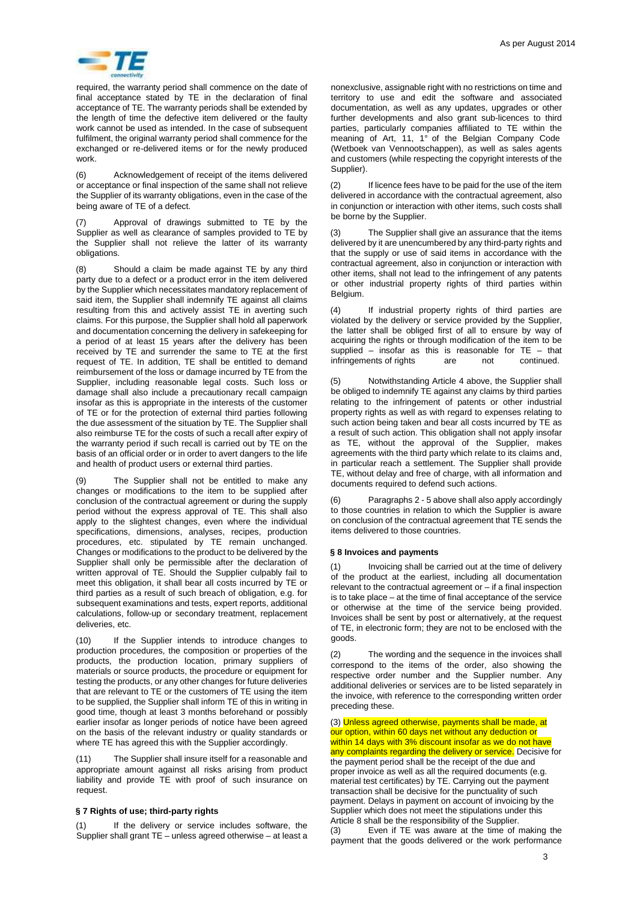required, the warranty period shall commence on the date of final acceptance stated by TE in the declaration of final acceptance of TE. The warranty periods shall be extended by the length of time the defective item delivered or the faulty work cannot be used as intended. In the case of subsequent fulfilment, the original warranty period shall commence for the exchanged or re-delivered items or for the newly produced work.

(6) Acknowledgement of receipt of the items delivered or acceptance or final inspection of the same shall not relieve the Supplier of its warranty obligations, even in the case of the being aware of TE of a defect.

(7) Approval of drawings submitted to TE by the Supplier as well as clearance of samples provided to TE by the Supplier shall not relieve the latter of its warranty obligations.

(8) Should a claim be made against TE by any third party due to a defect or a product error in the item delivered by the Supplier which necessitates mandatory replacement of said item, the Supplier shall indemnify TE against all claims resulting from this and actively assist TE in averting such claims. For this purpose, the Supplier shall hold all paperwork and documentation concerning the delivery in safekeeping for a period of at least 15 years after the delivery has been received by TE and surrender the same to TE at the first request of TE. In addition, TE shall be entitled to demand reimbursement of the loss or damage incurred by TE from the Supplier, including reasonable legal costs. Such loss or damage shall also include a precautionary recall campaign insofar as this is appropriate in the interests of the customer of TE or for the protection of external third parties following the due assessment of the situation by TE. The Supplier shall also reimburse TE for the costs of such a recall after expiry of the warranty period if such recall is carried out by TE on the basis of an official order or in order to avert dangers to the life and health of product users or external third parties.

(9) The Supplier shall not be entitled to make any changes or modifications to the item to be supplied after conclusion of the contractual agreement or during the supply period without the express approval of TE. This shall also apply to the slightest changes, even where the individual specifications, dimensions, analyses, recipes, production procedures, etc. stipulated by TE remain unchanged. Changes or modifications to the product to be delivered by the Supplier shall only be permissible after the declaration of written approval of TE. Should the Supplier culpably fail to meet this obligation, it shall bear all costs incurred by TE or third parties as a result of such breach of obligation, e.g. for subsequent examinations and tests, expert reports, additional calculations, follow-up or secondary treatment, replacement deliveries, etc.

(10) If the Supplier intends to introduce changes to production procedures, the composition or properties of the products, the production location, primary suppliers of materials or source products, the procedure or equipment for testing the products, or any other changes for future deliveries that are relevant to TE or the customers of TE using the item to be supplied, the Supplier shall inform TE of this in writing in good time, though at least 3 months beforehand or possibly earlier insofar as longer periods of notice have been agreed on the basis of the relevant industry or quality standards or where TE has agreed this with the Supplier accordingly.

(11) The Supplier shall insure itself for a reasonable and appropriate amount against all risks arising from product liability and provide TE with proof of such insurance on request.

### § 7 Rights of use; third-party rights

(1) If the delivery or service includes software, the Supplier shall grant TE – unless agreed otherwise – at least a nonexclusive, assignable right with no restrictions on time and territory to use and edit the software and associated documentation, as well as any updates, upgrades or other further developments and also grant sub-licences to third parties, particularly companies affiliated to TE within the meaning of Art, 11, 1° of the Belgian Company Code (Wetboek van Vennootschappen), as well as sales agents and customers (while respecting the copyright interests of the Supplier).

(2) If licence fees have to be paid for the use of the item delivered in accordance with the contractual agreement, also in conjunction or interaction with other items, such costs shall be borne by the Supplier.

(3) The Supplier shall give an assurance that the items delivered by it are unencumbered by any third-party rights and that the supply or use of said items in accordance with the contractual agreement, also in conjunction or interaction with other items, shall not lead to the infringement of any patents or other industrial property rights of third parties within Belgium.

(4) If industrial property rights of third parties are violated by the delivery or service provided by the Supplier, the latter shall be obliged first of all to ensure by way of acquiring the rights or through modification of the item to be supplied – insofar as this is reasonable for TE – that infringements of rights are not continued.

(5) Notwithstanding Article 4 above, the Supplier shall be obliged to indemnify TE against any claims by third parties relating to the infringement of patents or other industrial property rights as well as with regard to expenses relating to such action being taken and bear all costs incurred by TE as a result of such action. This obligation shall not apply insofar as TE, without the approval of the Supplier, makes agreements with the third party which relate to its claims and, in particular reach a settlement. The Supplier shall provide TE, without delay and free of charge, with all information and documents required to defend such actions.

(6) Paragraphs 2 - 5 above shall also apply accordingly to those countries in relation to which the Supplier is aware on conclusion of the contractual agreement that TE sends the items delivered to those countries.

### § 8 Invoices and payments

(1) Invoicing shall be carried out at the time of delivery of the product at the earliest, including all documentation relevant to the contractual agreement or – if a final inspection is to take place – at the time of final acceptance of the service or otherwise at the time of the service being provided. Invoices shall be sent by post or alternatively, at the request of TE, in electronic form; they are not to be enclosed with the goods.

(2) The wording and the sequence in the invoices shall correspond to the items of the order, also showing the respective order number and the Supplier number. Any additional deliveries or services are to be listed separately in the invoice, with reference to the corresponding written order preceding these.

(3) Unless agreed otherwise, payments shall be made, at our option, within 60 days net without any deduction or within 14 days with 3% discount insofar as we do not have any complaints regarding the delivery or service. Decisive for the payment period shall be the receipt of the due and proper invoice as well as all the required documents (e.g. material test certificates) by TE. Carrying out the payment transaction shall be decisive for the punctuality of such payment. Delays in payment on account of invoicing by the Supplier which does not meet the stipulations under this Article 8 shall be the responsibility of the Supplier.

(3) Even if TE was aware at the time of making the payment that the goods delivered or the work performance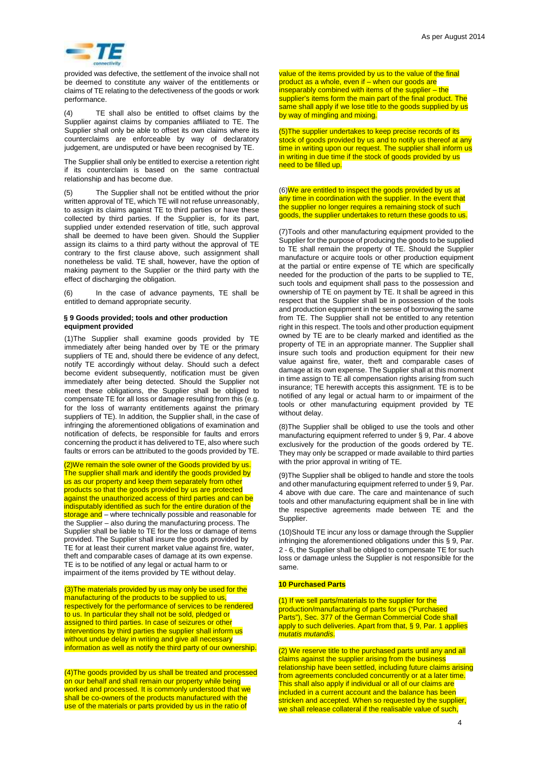provided was defective, the settlement of the invoice shall not be deemed to constitute any waiver of the entitlements or claims of TE relating to the defectiveness of the goods or work performance.

(4) TE shall also be entitled to offset claims by the Supplier against claims by companies affiliated to TE. The Supplier shall only be able to offset its own claims where its counterclaims are enforceable by way of declaratory judgement, are undisputed or have been recognised by TE.

The Supplier shall only be entitled to exercise a retention right if its counterclaim is based on the same contractual relationship and has become due.

(5) The Supplier shall not be entitled without the prior written approval of TE, which TE will not refuse unreasonably, to assign its claims against TE to third parties or have these collected by third parties. If the Supplier is, for its part, supplied under extended reservation of title, such approval shall be deemed to have been given. Should the Supplier assign its claims to a third party without the approval of TE contrary to the first clause above, such assignment shall nonetheless be valid. TE shall, however, have the option of making payment to the Supplier or the third party with the effect of discharging the obligation.

(6) In the case of advance payments, TE shall be entitled to demand appropriate security.

**§ 9 Goods provided; tools and other production equipment provided**

(1)The Supplier shall examine goods provided by TE immediately after being handed over by TE or the primary suppliers of TE and, should there be evidence of any defect, notify TE accordingly without delay. Should such a defect become evident subsequently, notification must be given immediately after being detected. Should the Supplier not meet these obligations, the Supplier shall be obliged to compensate TE for all loss or damage resulting from this (e.g. for the loss of warranty entitlements against the primary suppliers of TE). In addition, the Supplier shall, in the case of infringing the aforementioned obligations of examination and notification of defects, be responsible for faults and errors concerning the product it has delivered to TE, also where such faults or errors can be attributed to the goods provided by TE.

(2)We remain the sole owner of the Goods provided by us. The supplier shall mark and identify the goods provided by us as our property and keep them separately from other products so that the goods provided by us are protected against the unauthorized access of third parties and can be indisputably identified as such for the entire duration of the storage and – where technically possible and reasonable for the Supplier – also during the manufacturing process. The Supplier shall be liable to TE for the loss or damage of items provided. The Supplier shall insure the goods provided by TE for at least their current market value against fire, water, theft and comparable cases of damage at its own expense. TE is to be notified of any legal or actual harm to or impairment of the items provided by TE without delay.

(3)The materials provided by us may only be used for the manufacturing of the products to be supplied to us, respectively for the performance of services to be rendered to us. In particular they shall not be sold, pledged or assigned to third parties. In case of seizures or other interventions by third parties the supplier shall inform us without undue delay in writing and give all necessary information as well as notify the third party of our ownership.

(4)The goods provided by us shall be treated and processed on our behalf and shall remain our property while being worked and processed. It is commonly understood that we shall be co-owners of the products manufactured with the use of the materials or parts provided by us in the ratio of value of the items provided by us to the value of the final product as a whole, even if – when our goods are inseparably combined with items of the supplier – the supplier's items form the main part of the final product. The same shall apply if we lose title to the goods supplied by us by way of mingling and mixing.

(5)The supplier undertakes to keep precise records of its stock of goods provided by us and to notify us thereof at any time in writing upon our request. The supplier shall inform us in writing in due time if the stock of goods provided by us need to be filled up.

(6)We are entitled to inspect the goods provided by us at any time in coordination with the supplier. In the event that the supplier no longer requires a remaining stock of such goods, the supplier undertakes to return these goods to us.

(7)Tools and other manufacturing equipment provided to the Supplier for the purpose of producing the goods to be supplied to TE shall remain the property of TE. Should the Supplier manufacture or acquire tools or other production equipment at the partial or entire expense of TE which are specifically needed for the production of the parts to be supplied to TE, such tools and equipment shall pass to the possession and ownership of TE on payment by TE. It shall be agreed in this respect that the Supplier shall be in possession of the tools and production equipment in the sense of borrowing the same from TE. The Supplier shall not be entitled to any retention right in this respect. The tools and other production equipment owned by TE are to be clearly marked and identified as the property of TE in an appropriate manner. The Supplier shall insure such tools and production equipment for their new value against fire, water, theft and comparable cases of damage at its own expense. The Supplier shall at this moment in time assign to TE all compensation rights arising from such insurance; TE herewith accepts this assignment. TE is to be notified of any legal or actual harm to or impairment of the tools or other manufacturing equipment provided by TE without delay.

(8)The Supplier shall be obliged to use the tools and other manufacturing equipment referred to under § 9, Par. 4 above exclusively for the production of the goods ordered by TE. They may only be scrapped or made available to third parties with the prior approval in writing of TE.

(9)The Supplier shall be obliged to handle and store the tools and other manufacturing equipment referred to under § 9, Par. 4 above with due care. The care and maintenance of such tools and other manufacturing equipment shall be in line with the respective agreements made between TE and the Supplier.

(10)Should TE incur any loss or damage through the Supplier infringing the aforementioned obligations under this § 9, Par. 2 - 6, the Supplier shall be obliged to compensate TE for such loss or damage unless the Supplier is not responsible for the same.

**10 Purchased Parts**

(1) If we sell parts/materials to the supplier for the production/manufacturing of parts for us ("Purchased Parts"), Sec. 377 of the German Commercial Code shall apply to such deliveries. Apart from that, § 9, Par. 1 applies *mutatis mutandis*.

(2) We reserve title to the purchased parts until any and all claims against the supplier arising from the business relationship have been settled, including future claims arising from agreements concluded concurrently or at a later time. This shall also apply if individual or all of our claims are included in a current account and the balance has been stricken and accepted. When so requested by the supplier, we shall release collateral if the realisable value of such,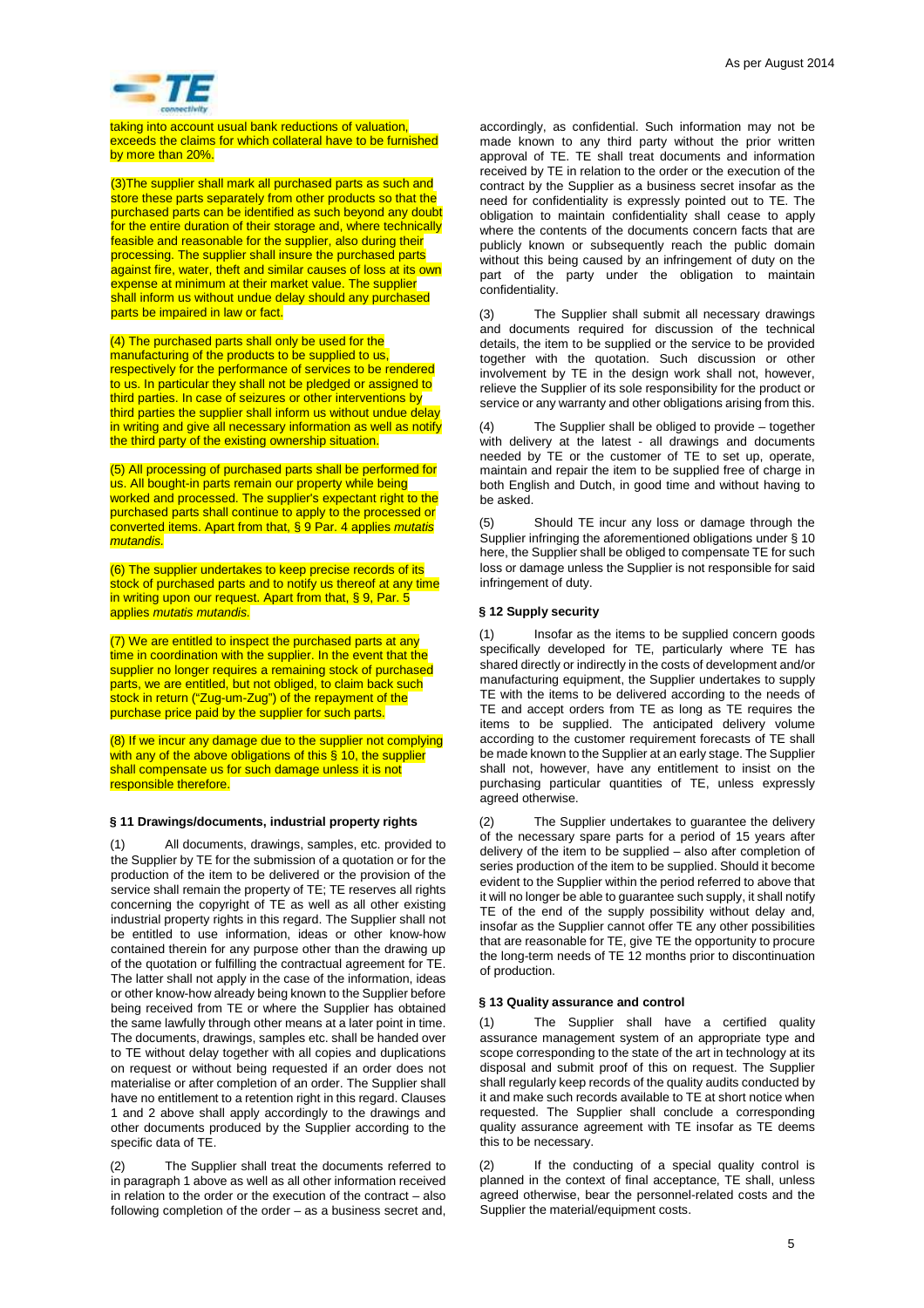taking into account usual bank reductions of valuation, exceeds the claims for which collateral have to be furnished by more than 20%.

(3)The supplier shall mark all purchased parts as such and store these parts separately from other products so that the purchased parts can be identified as such beyond any doubt for the entire duration of their storage and, where technically feasible and reasonable for the supplier, also during their processing. The supplier shall insure the purchased parts against fire, water, theft and similar causes of loss at its own expense at minimum at their market value. The supplier shall inform us without undue delay should any purchased parts be impaired in law or fact.

(4) The purchased parts shall only be used for the manufacturing of the products to be supplied to us, respectively for the performance of services to be rendered to us. In particular they shall not be pledged or assigned to third parties. In case of seizures or other interventions by third parties the supplier shall inform us without undue delay in writing and give all necessary information as well as notify the third party of the existing ownership situation.

(5) All processing of purchased parts shall be performed for us. All bought-in parts remain our property while being worked and processed. The supplier's expectant right to the purchased parts shall continue to apply to the processed or converted items. Apart from that, § 9 Par. 4 applies *mutatis mutandis.*

(6) The supplier undertakes to keep precise records of its stock of purchased parts and to notify us thereof at any time in writing upon our request. Apart from that, § 9, Par. 5 applies *mutatis mutandis.*

(7) We are entitled to inspect the purchased parts at any time in coordination with the supplier. In the event that the supplier no longer requires a remaining stock of purchased parts, we are entitled, but not obliged, to claim back such stock in return ("Zug-um-Zug") of the repayment of the purchase price paid by the supplier for such parts.

(8) If we incur any damage due to the supplier not complying with any of the above obligations of this § 10, the supplier shall compensate us for such damage unless it is not responsible therefore.

### § 11 Drawings/documents, industrial property rights

(1) All documents, drawings, samples, etc. provided to the Supplier by TE for the submission of a quotation or for the production of the item to be delivered or the provision of the service shall remain the property of TE; TE reserves all rights concerning the copyright of TE as well as all other existing industrial property rights in this regard. The Supplier shall not be entitled to use information, ideas or other know-how contained therein for any purpose other than the drawing up of the quotation or fulfilling the contractual agreement for TE. The latter shall not apply in the case of the information, ideas or other know-how already being known to the Supplier before being received from TE or where the Supplier has obtained the same lawfully through other means at a later point in time. The documents, drawings, samples etc. shall be handed over to TE without delay together with all copies and duplications on request or without being requested if an order does not materialise or after completion of an order. The Supplier shall have no entitlement to a retention right in this regard. Clauses 1 and 2 above shall apply accordingly to the drawings and other documents produced by the Supplier according to the specific data of TE.

(2) The Supplier shall treat the documents referred to in paragraph 1 above as well as all other information received in relation to the order or the execution of the contract – also following completion of the order – as a business secret and, accordingly, as confidential. Such information may not be made known to any third party without the prior written approval of TE. TE shall treat documents and information received by TE in relation to the order or the execution of the contract by the Supplier as a business secret insofar as the need for confidentiality is expressly pointed out to TE. The obligation to maintain confidentiality shall cease to apply where the contents of the documents concern facts that are publicly known or subsequently reach the public domain without this being caused by an infringement of duty on the part of the party under the obligation to maintain confidentiality.

(3) The Supplier shall submit all necessary drawings and documents required for discussion of the technical details, the item to be supplied or the service to be provided together with the quotation. Such discussion or other involvement by TE in the design work shall not, however, relieve the Supplier of its sole responsibility for the product or service or any warranty and other obligations arising from this.

(4) The Supplier shall be obliged to provide – together with delivery at the latest - all drawings and documents needed by TE or the customer of TE to set up, operate, maintain and repair the item to be supplied free of charge in both English and Dutch, in good time and without having to be asked.

(5) Should TE incur any loss or damage through the Supplier infringing the aforementioned obligations under § 10 here, the Supplier shall be obliged to compensate TE for such loss or damage unless the Supplier is not responsible for said infringement of duty.

### § 12 Supply security

(1) Insofar as the items to be supplied concern goods specifically developed for TE, particularly where TE has shared directly or indirectly in the costs of development and/or manufacturing equipment, the Supplier undertakes to supply TE with the items to be delivered according to the needs of TE and accept orders from TE as long as TE requires the items to be supplied. The anticipated delivery volume according to the customer requirement forecasts of TE shall be made known to the Supplier at an early stage. The Supplier shall not, however, have any entitlement to insist on the purchasing particular quantities of TE, unless expressly agreed otherwise.

(2) The Supplier undertakes to guarantee the delivery of the necessary spare parts for a period of 15 years after delivery of the item to be supplied – also after completion of series production of the item to be supplied. Should it become evident to the Supplier within the period referred to above that it will no longer be able to guarantee such supply, it shall notify TE of the end of the supply possibility without delay and, insofar as the Supplier cannot offer TE any other possibilities that are reasonable for TE, give TE the opportunity to procure the long-term needs of TE 12 months prior to discontinuation of production.

### § 13 Quality assurance and control

(1) The Supplier shall have a certified quality assurance management system of an appropriate type and scope corresponding to the state of the art in technology at its disposal and submit proof of this on request. The Supplier shall regularly keep records of the quality audits conducted by it and make such records available to TE at short notice when requested. The Supplier shall conclude a corresponding quality assurance agreement with TE insofar as TE deems this to be necessary.

(2) If the conducting of a special quality control is planned in the context of final acceptance, TE shall, unless agreed otherwise, bear the personnel-related costs and the Supplier the material/equipment costs.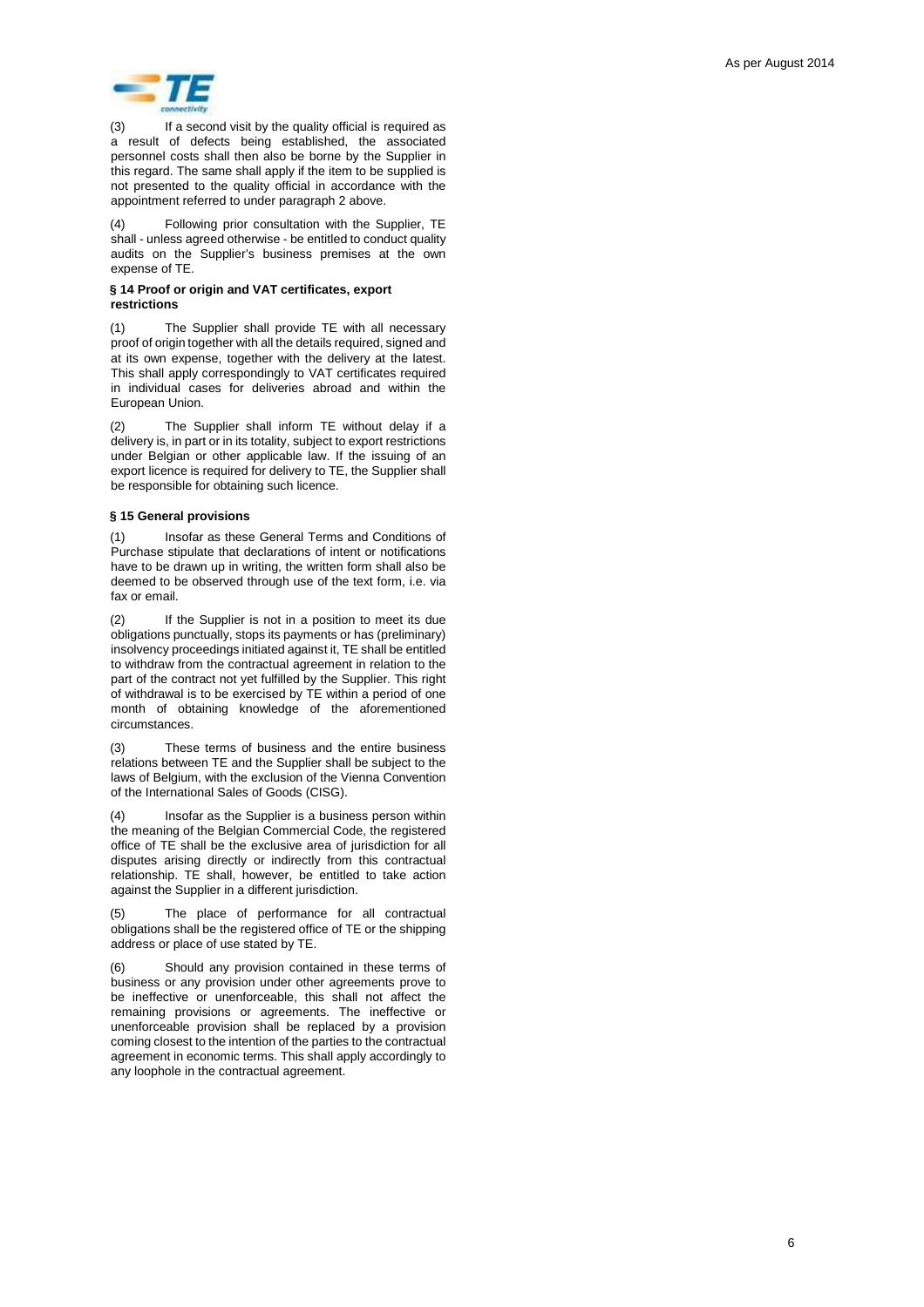(3) If a second visit by the quality official is required as a result of defects being established, the associated personnel costs shall then also be borne by the Supplier in this regard. The same shall apply if the item to be supplied is not presented to the quality official in accordance with the appointment referred to under paragraph 2 above.

(4) Following prior consultation with the Supplier, TE shall - unless agreed otherwise - be entitled to conduct quality audits on the Supplier's business premises at the own expense of TE.

#### § 14 Proof or origin and VAT certificates, export restrictions

(1) The Supplier shall provide TE with all necessary proof of origin together with all the details required, signed and at its own expense, together with the delivery at the latest. This shall apply correspondingly to VAT certificates required in individual cases for deliveries abroad and within the European Union.

(2) The Supplier shall inform TE without delay if a delivery is, in part or in its totality, subject to export restrictions under Belgian or other applicable law. If the issuing of an export licence is required for delivery to TE, the Supplier shall be responsible for obtaining such licence.

#### § 15 General provisions

(1) Insofar as these General Terms and Conditions of Purchase stipulate that declarations of intent or notifications have to be drawn up in writing, the written form shall also be deemed to be observed through use of the text form, i.e. via fax or email.

(2) If the Supplier is not in a position to meet its due obligations punctually, stops its payments or has (preliminary) insolvency proceedings initiated against it, TE shall be entitled to withdraw from the contractual agreement in relation to the part of the contract not yet fulfilled by the Supplier. This right of withdrawal is to be exercised by TE within a period of one month of obtaining knowledge of the aforementioned circumstances.

(3) These terms of business and the entire business relations between TE and the Supplier shall be subject to the laws of Belgium, with the exclusion of the Vienna Convention of the International Sales of Goods (CISG).

(4) Insofar as the Supplier is a business person within the meaning of the Belgian Commercial Code, the registered office of TE shall be the exclusive area of jurisdiction for all disputes arising directly or indirectly from this contractual relationship. TE shall, however, be entitled to take action against the Supplier in a different jurisdiction.

(5) The place of performance for all contractual obligations shall be the registered office of TE or the shipping address or place of use stated by TE.

(6) Should any provision contained in these terms of business or any provision under other agreements prove to be ineffective or unenforceable, this shall not affect the remaining provisions or agreements. The ineffective or unenforceable provision shall be replaced by a provision coming closest to the intention of the parties to the contractual agreement in economic terms. This shall apply accordingly to any loophole in the contractual agreement.